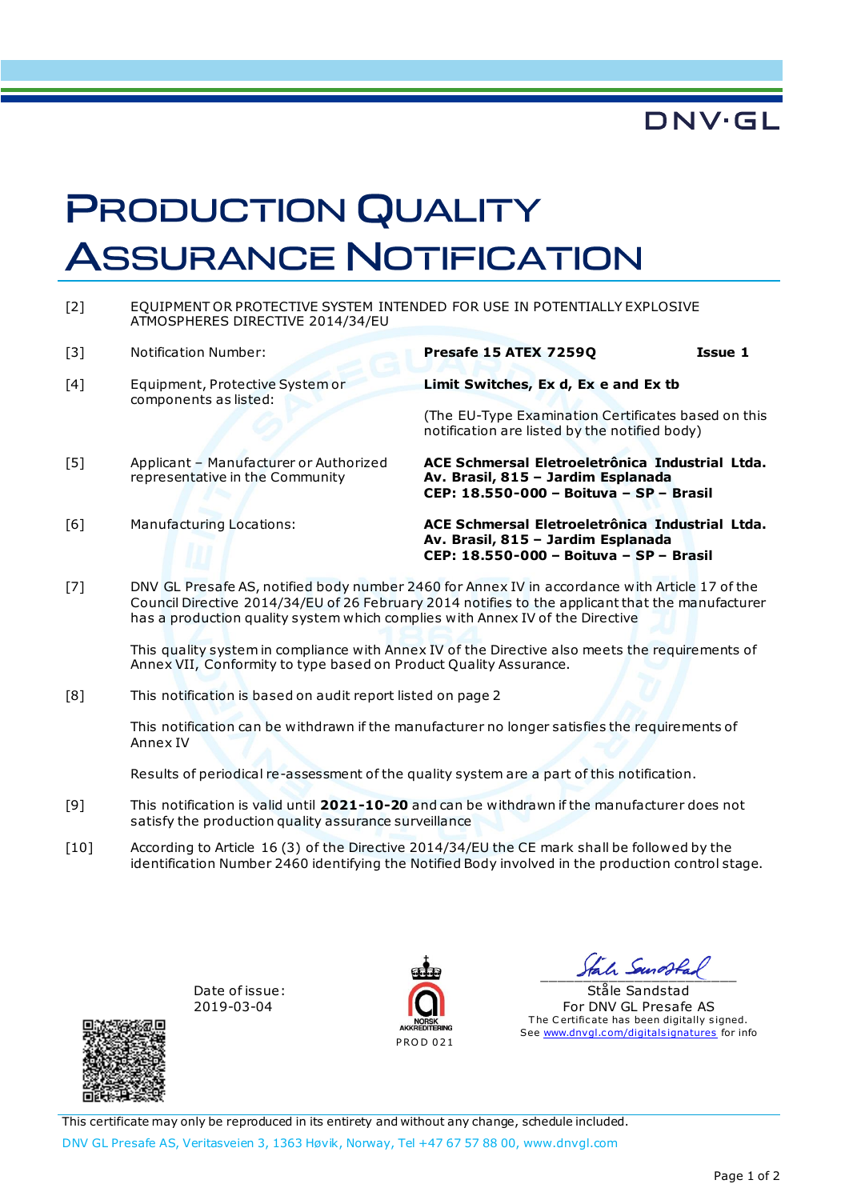DNV·GL

# Production Quality Assurance Notification

[2] EQUIPMENT OR PROTECTIVE SYSTEM INTENDED FOR USE IN POTENTIALLY EXPLOSIVE ATMOSPHERES DIRECTIVE 2014/34/EU

[3] Notification Number: **Presafe 15 ATEX 7259Q** **Issue 1**

[4] Equipment, Protective System or components as listed: **Limit Switches, Ex d, Ex e and Ex tb**

(The EU-Type Examination Certificates based on this notification are listed by the notified body)

[5] Applicant – Manufacturer or Authorized representative in the Community

**ACE Schmersal Eletroeletrônica Industrial Ltda.**
**Av. Brasil, 815 – Jardim Esplanada**
**CEP: 18.550-000 – Boituva – SP – Brasil**

[6] Manufacturing Locations:

**ACE Schmersal Eletroeletrônica Industrial Ltda.**
**Av. Brasil, 815 – Jardim Esplanada**
**CEP: 18.550-000 – Boituva – SP – Brasil**

[7] DNV GL Presafe AS, notified body number 2460 for Annex IV in accordance with Article 17 of the Council Directive 2014/34/EU of 26 February 2014 notifies to the applicant that the manufacturer has a production quality system which complies with Annex IV of the Directive

This quality system in compliance with Annex IV of the Directive also meets the requirements of Annex VII, Conformity to type based on Product Quality Assurance.

[8] This notification is based on audit report listed on page 2

This notification can be withdrawn if the manufacturer no longer satisfies the requirements of Annex IV

Results of periodical re-assessment of the quality system are a part of this notification.

[9] This notification is valid until **2021-10-20** and can be withdrawn if the manufacturer does not satisfy the production quality assurance surveillance

[10] According to Article 16 (3) of the Directive 2014/34/EU the CE mark shall be followed by the identification Number 2460 identifying the Notified Body involved in the production control stage.

Date of issue:
2019-03-04

NORSK AKKREDITERING
PROD 021

Ståle Sandstad
For DNV GL Presafe AS
The Certificate has been digitally signed.
See www.dnvgl.com/digitalsignatures for info

This certificate may only be reproduced in its entirety and without any change, schedule included.

DNV GL Presafe AS, Veritasveien 3, 1363 Høvik, Norway, Tel +47 67 57 88 00, www.dnvgl.com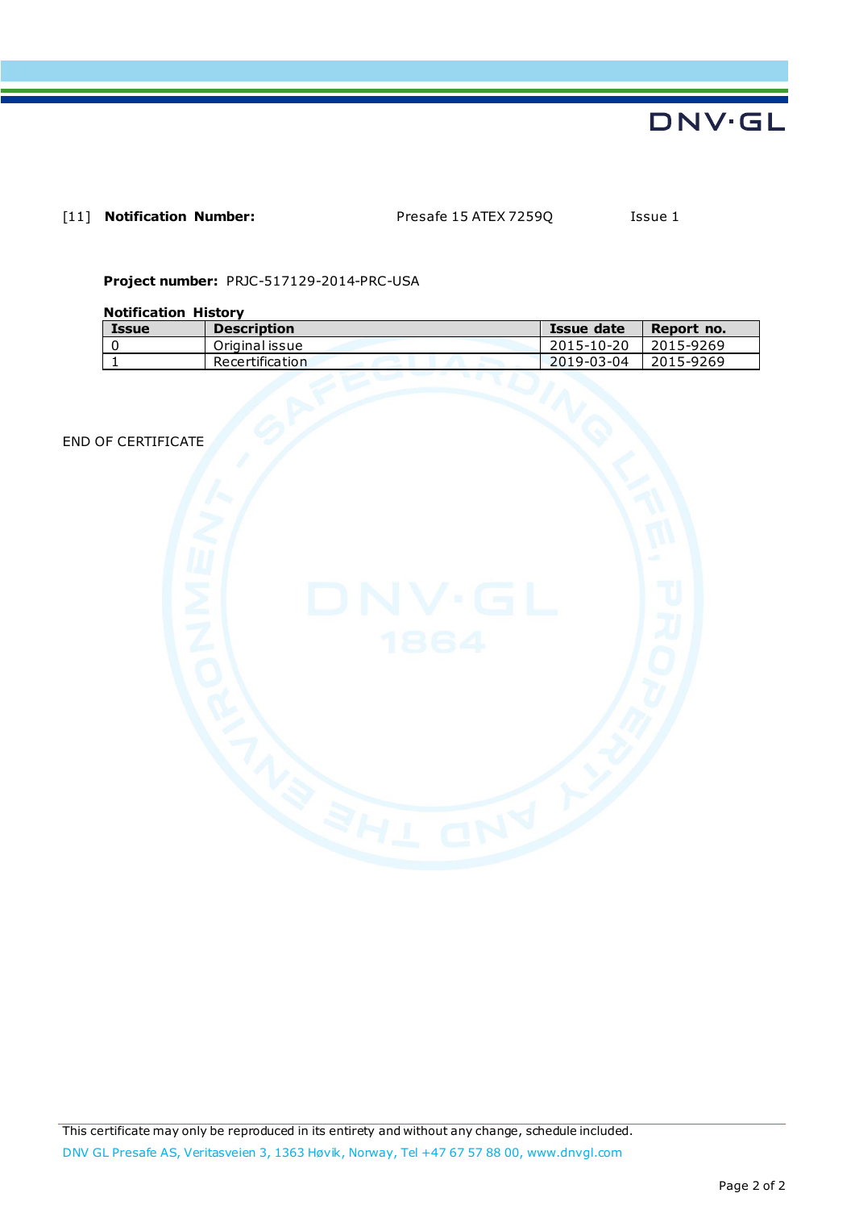[11] **Notification Number:** Presafe 15 ATEX 7259Q Issue 1

**Project number:** PRJC-517129-2014-PRC-USA

**Notification History**

| Issue | Description | Issue date | Report no. |
|---|---|---|---|
| 0 | Original issue | 2015-10-20 | 2015-9269 |
| 1 | Recertification | 2019-03-04 | 2015-9269 |

END OF CERTIFICATE

This certificate may only be reproduced in its entirety and without any change, schedule included.

DNV GL Presafe AS, Veritasveien 3, 1363 Høvik, Norway, Tel +47 67 57 88 00, www.dnvgl.com